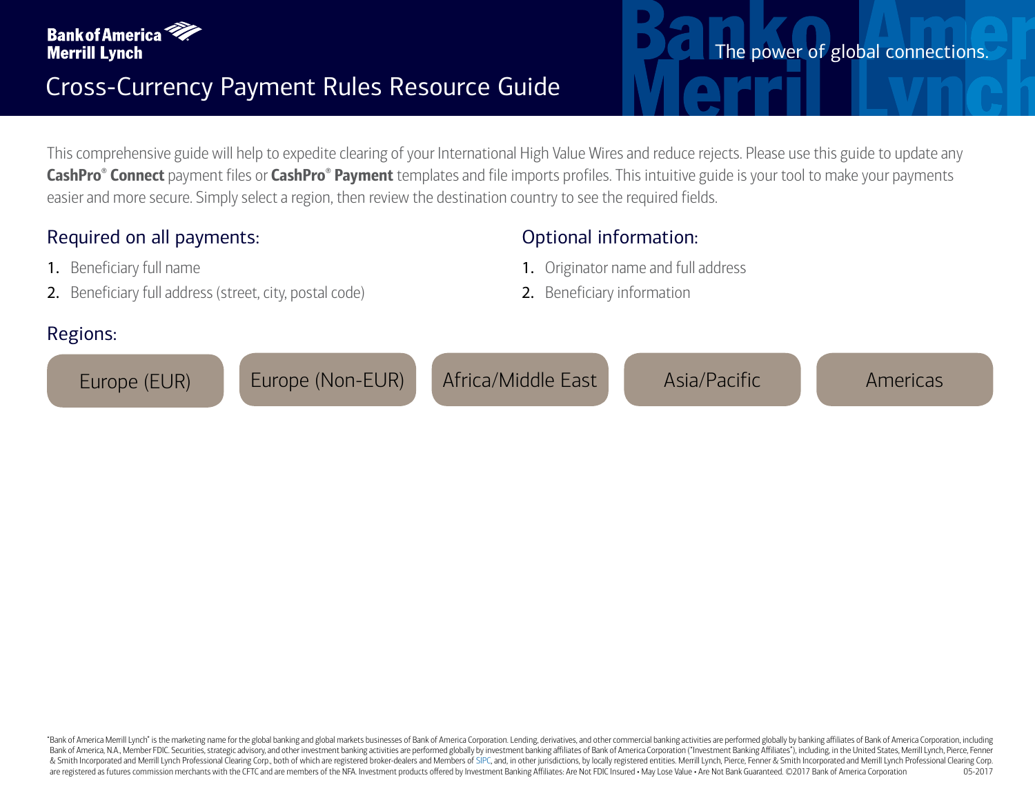Bank of America Merrill Lynch

# Cross-Currency Payment Rules Resource Guide

The power of global connections.

This comprehensive guide will help to expedite clearing of your International High Value Wires and reduce rejects. Please use this guide to update any **CashPro® Connect** payment files or **CashPro® Payment** templates and file imports profiles. This intuitive guide is your tool to make your payments easier and more secure. Simply select a region, then review the destination country to see the required fields.

## Required on all payments:

1. Beneficiary full name
2. Beneficiary full address (street, city, postal code)

## Optional information:

1. Originator name and full address
2. Beneficiary information

## Regions:

- Europe (EUR)
- Europe (Non-EUR)
- Africa/Middle East
- Asia/Pacific
- Americas

"Bank of America Merrill Lynch" is the marketing name for the global banking and global markets businesses of Bank of America Corporation. Lending, derivatives, and other commercial banking activities are performed globally by banking affiliates of Bank of America Corporation, including Bank of America, N.A., Member FDIC. Securities, strategic advisory, and other investment banking activities are performed globally by investment banking affiliates of Bank of America Corporation ("Investment Banking Affiliates"), including, in the United States, Merrill Lynch, Pierce, Fenner & Smith Incorporated and Merrill Lynch Professional Clearing Corp., both of which are registered broker-dealers and Members of SIPC, and, in other jurisdictions, by locally registered entities. Merrill Lynch, Pierce, Fenner & Smith Incorporated and Merrill Lynch Professional Clearing Corp. are registered as futures commission merchants with the CFTC and are members of the NFA. Investment products offered by Investment Banking Affiliates: Are Not FDIC Insured • May Lose Value • Are Not Bank Guaranteed. ©2017 Bank of America Corporation 05-2017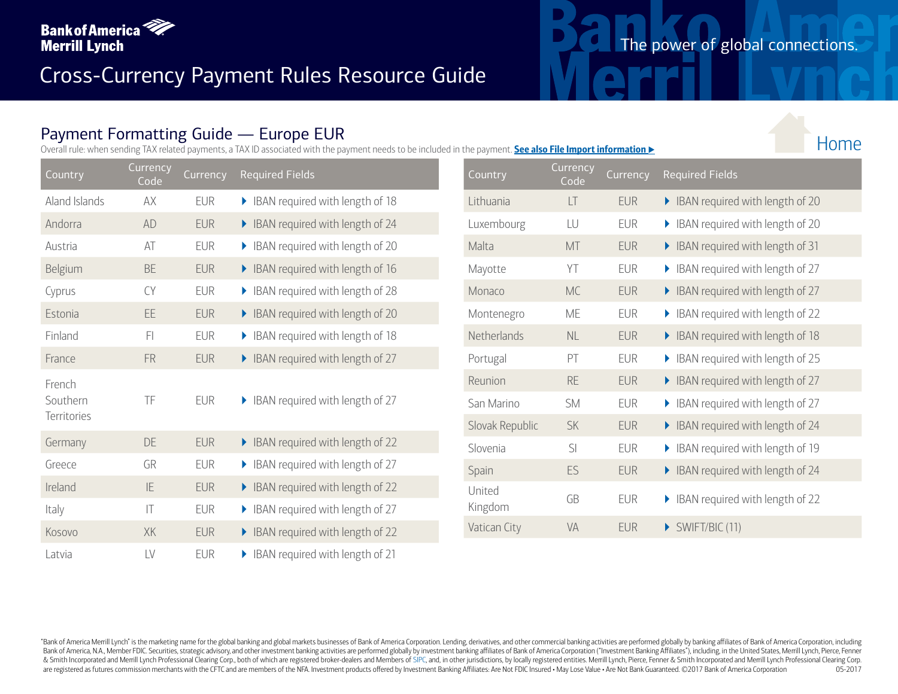# Cross-Currency Payment Rules Resource Guide

## Payment Formatting Guide — Europe EUR

Overall rule: when sending TAX related payments, a TAX ID associated with the payment needs to be included in the payment. **See also File Import information ▶**

Home

| Country | Currency Code | Currency | Required Fields |
|---|---|---|---|
| Aland Islands | AX | EUR | IBAN required with length of 18 |
| Andorra | AD | EUR | IBAN required with length of 24 |
| Austria | AT | EUR | IBAN required with length of 20 |
| Belgium | BE | EUR | IBAN required with length of 16 |
| Cyprus | CY | EUR | IBAN required with length of 28 |
| Estonia | EE | EUR | IBAN required with length of 20 |
| Finland | FI | EUR | IBAN required with length of 18 |
| France | FR | EUR | IBAN required with length of 27 |
| French Southern Territories | TF | EUR | IBAN required with length of 27 |
| Germany | DE | EUR | IBAN required with length of 22 |
| Greece | GR | EUR | IBAN required with length of 27 |
| Ireland | IE | EUR | IBAN required with length of 22 |
| Italy | IT | EUR | IBAN required with length of 27 |
| Kosovo | XK | EUR | IBAN required with length of 22 |
| Latvia | LV | EUR | IBAN required with length of 21 |
| Lithuania | LT | EUR | IBAN required with length of 20 |
| Luxembourg | LU | EUR | IBAN required with length of 20 |
| Malta | MT | EUR | IBAN required with length of 31 |
| Mayotte | YT | EUR | IBAN required with length of 27 |
| Monaco | MC | EUR | IBAN required with length of 27 |
| Montenegro | ME | EUR | IBAN required with length of 22 |
| Netherlands | NL | EUR | IBAN required with length of 18 |
| Portugal | PT | EUR | IBAN required with length of 25 |
| Reunion | RE | EUR | IBAN required with length of 27 |
| San Marino | SM | EUR | IBAN required with length of 27 |
| Slovak Republic | SK | EUR | IBAN required with length of 24 |
| Slovenia | SI | EUR | IBAN required with length of 19 |
| Spain | ES | EUR | IBAN required with length of 24 |
| United Kingdom | GB | EUR | IBAN required with length of 22 |
| Vatican City | VA | EUR | SWIFT/BIC (11) |

"Bank of America Merrill Lynch" is the marketing name for the global banking and global markets businesses of Bank of America Corporation. Lending, derivatives, and other commercial banking activities are performed globally by banking affiliates of Bank of America Corporation, including Bank of America, N.A., Member FDIC. Securities, strategic advisory, and other investment banking activities are performed globally by investment banking affiliates of Bank of America Corporation ("Investment Banking Affiliates"), including, in the United States, Merrill Lynch, Pierce, Fenner & Smith Incorporated and Merrill Lynch Professional Clearing Corp., both of which are registered broker-dealers and Members of SIPC, and, in other jurisdictions, by locally registered entities. Merrill Lynch, Pierce, Fenner & Smith Incorporated and Merrill Lynch Professional Clearing Corp. are registered as futures commission merchants with the CFTC and are members of the NFA. Investment products offered by Investment Banking Affiliates: Are Not FDIC Insured • May Lose Value • Are Not Bank Guaranteed. ©2017 Bank of America Corporation 05-2017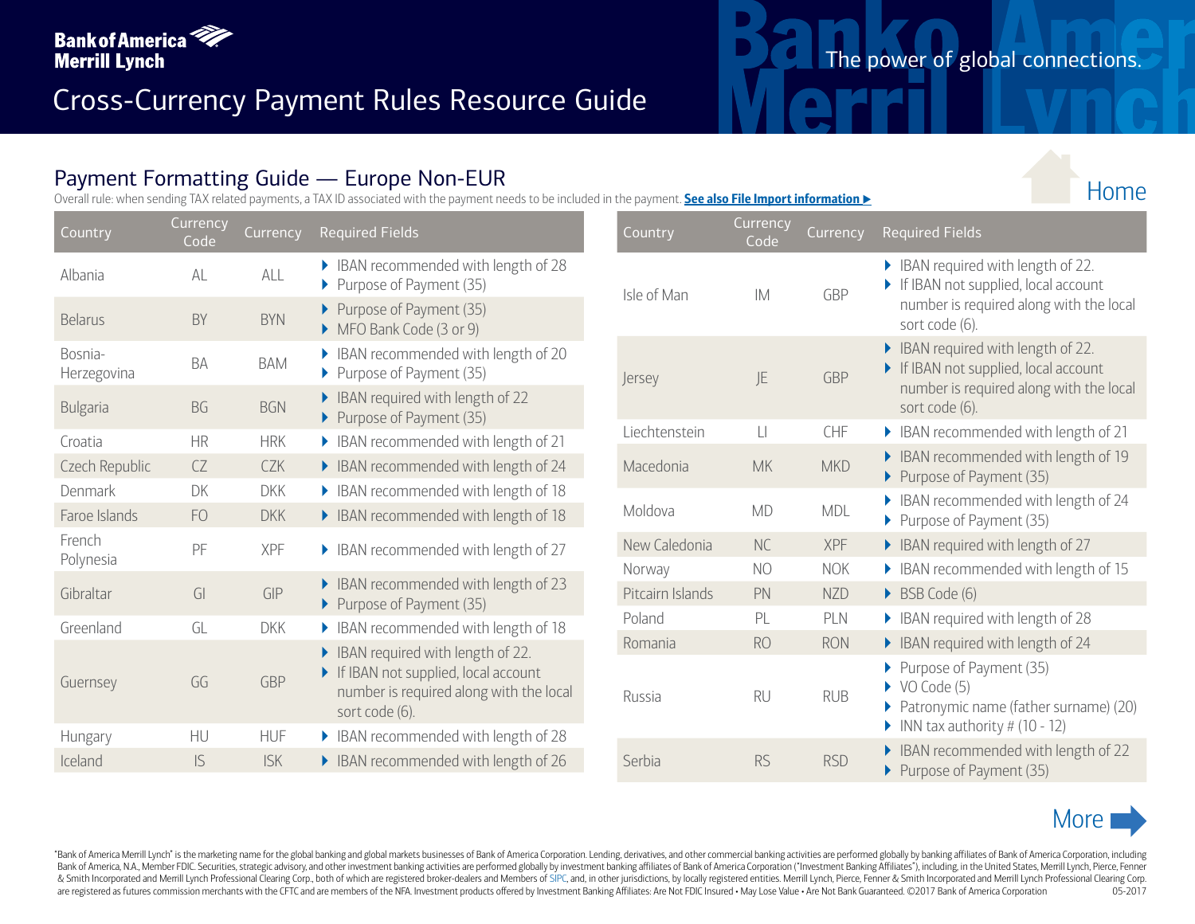# Cross-Currency Payment Rules Resource Guide

## Payment Formatting Guide — Europe Non-EUR

Overall rule: when sending TAX related payments, a TAX ID associated with the payment needs to be included in the payment. **See also File Import information ▶**

Home

| Country | Currency Code | Currency | Required Fields |
|---|---|---|---|
| Albania | AL | ALL | ▸ IBAN recommended with length of 28<br>▸ Purpose of Payment (35) |
| Belarus | BY | BYN | ▸ Purpose of Payment (35)<br>▸ MFO Bank Code (3 or 9) |
| Bosnia-Herzegovina | BA | BAM | ▸ IBAN recommended with length of 20<br>▸ Purpose of Payment (35) |
| Bulgaria | BG | BGN | ▸ IBAN required with length of 22<br>▸ Purpose of Payment (35) |
| Croatia | HR | HRK | ▸ IBAN recommended with length of 21 |
| Czech Republic | CZ | CZK | ▸ IBAN recommended with length of 24 |
| Denmark | DK | DKK | ▸ IBAN recommended with length of 18 |
| Faroe Islands | FO | DKK | ▸ IBAN recommended with length of 18 |
| French Polynesia | PF | XPF | ▸ IBAN recommended with length of 27 |
| Gibraltar | GI | GIP | ▸ IBAN recommended with length of 23<br>▸ Purpose of Payment (35) |
| Greenland | GL | DKK | ▸ IBAN recommended with length of 18 |
| Guernsey | GG | GBP | ▸ IBAN required with length of 22.<br>▸ If IBAN not supplied, local account number is required along with the local sort code (6). |
| Hungary | HU | HUF | ▸ IBAN recommended with length of 28 |
| Iceland | IS | ISK | ▸ IBAN recommended with length of 26 |
| Isle of Man | IM | GBP | ▸ IBAN required with length of 22.<br>▸ If IBAN not supplied, local account number is required along with the local sort code (6). |
| Jersey | JE | GBP | ▸ IBAN required with length of 22.<br>▸ If IBAN not supplied, local account number is required along with the local sort code (6). |
| Liechtenstein | LI | CHF | ▸ IBAN recommended with length of 21 |
| Macedonia | MK | MKD | ▸ IBAN recommended with length of 19<br>▸ Purpose of Payment (35) |
| Moldova | MD | MDL | ▸ IBAN recommended with length of 24<br>▸ Purpose of Payment (35) |
| New Caledonia | NC | XPF | ▸ IBAN required with length of 27 |
| Norway | NO | NOK | ▸ IBAN recommended with length of 15 |
| Pitcairn Islands | PN | NZD | ▸ BSB Code (6) |
| Poland | PL | PLN | ▸ IBAN required with length of 28 |
| Romania | RO | RON | ▸ IBAN required with length of 24 |
| Russia | RU | RUB | ▸ Purpose of Payment (35)<br>▸ VO Code (5)<br>▸ Patronymic name (father surname) (20)<br>▸ INN tax authority # (10 - 12) |
| Serbia | RS | RSD | ▸ IBAN recommended with length of 22<br>▸ Purpose of Payment (35) |

More ▶

"Bank of America Merrill Lynch" is the marketing name for the global banking and global markets businesses of Bank of America Corporation. Lending, derivatives, and other commercial banking activities are performed globally by banking affiliates of Bank of America Corporation, including Bank of America, N.A., Member FDIC. Securities, strategic advisory, and other investment banking activities are performed globally by investment banking affiliates of Bank of America Corporation ("Investment Banking Affiliates"), including, in the United States, Merrill Lynch, Pierce, Fenner & Smith Incorporated and Merrill Lynch Professional Clearing Corp., both of which are registered broker-dealers and Members of SIPC, and, in other jurisdictions, by locally registered entities. Merrill Lynch, Pierce, Fenner & Smith Incorporated and Merrill Lynch Professional Clearing Corp. are registered as futures commission merchants with the CFTC and are members of the NFA. Investment products offered by Investment Banking Affiliates: Are Not FDIC Insured • May Lose Value • Are Not Bank Guaranteed. ©2017 Bank of America Corporation 05-2017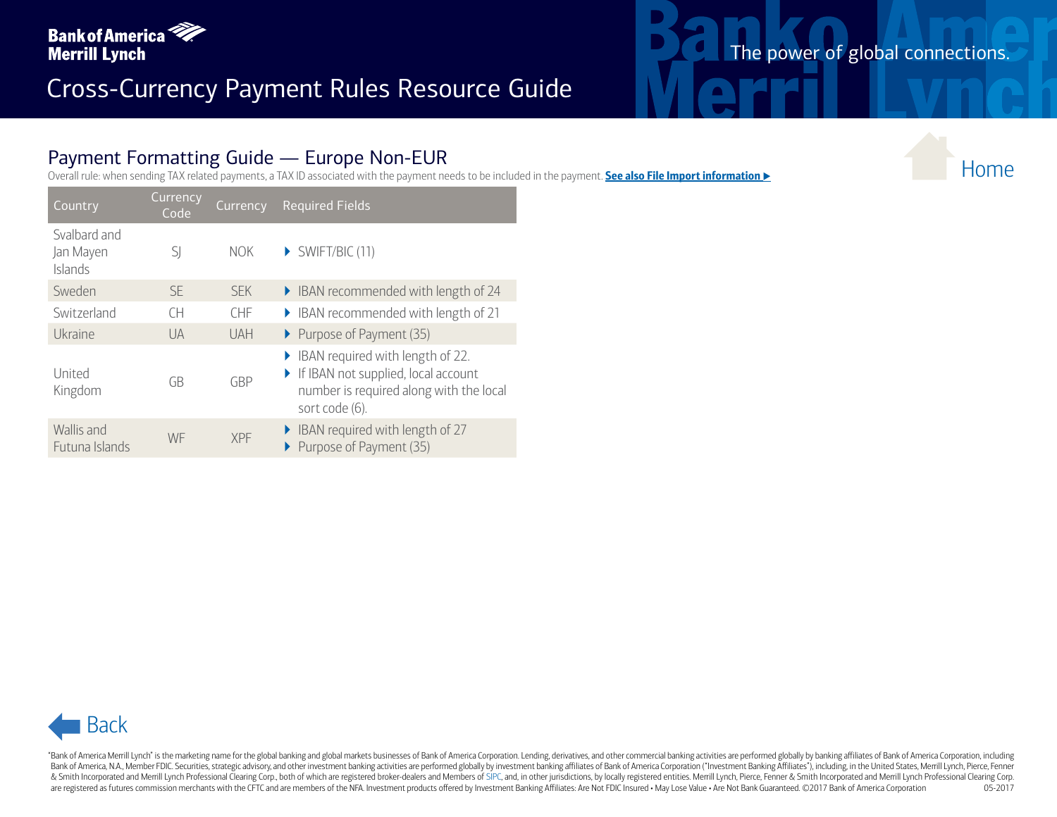## Payment Formatting Guide — Europe Non-EUR

Overall rule: when sending TAX related payments, a TAX ID associated with the payment needs to be included in the payment. **See also File Import information ▶**

Home

| Country | Currency Code | Currency | Required Fields |
|---|---|---|---|
| Svalbard and Jan Mayen Islands | SJ | NOK | ▸ SWIFT/BIC (11) |
| Sweden | SE | SEK | ▸ IBAN recommended with length of 24 |
| Switzerland | CH | CHF | ▸ IBAN recommended with length of 21 |
| Ukraine | UA | UAH | ▸ Purpose of Payment (35) |
| United Kingdom | GB | GBP | ▸ IBAN required with length of 22.<br>▸ If IBAN not supplied, local account number is required along with the local sort code (6). |
| Wallis and Futuna Islands | WF | XPF | ▸ IBAN required with length of 27<br>▸ Purpose of Payment (35) |

Back

"Bank of America Merrill Lynch" is the marketing name for the global banking and global markets businesses of Bank of America Corporation. Lending, derivatives, and other commercial banking activities are performed globally by banking affiliates of Bank of America Corporation, including Bank of America, N.A., Member FDIC. Securities, strategic advisory, and other investment banking activities are performed globally by investment banking affiliates of Bank of America Corporation ("Investment Banking Affiliates"), including, in the United States, Merrill Lynch, Pierce, Fenner & Smith Incorporated and Merrill Lynch Professional Clearing Corp., both of which are registered broker-dealers and Members of SIPC, and, in other jurisdictions, by locally registered entities. Merrill Lynch, Pierce, Fenner & Smith Incorporated and Merrill Lynch Professional Clearing Corp. are registered as futures commission merchants with the CFTC and are members of the NFA. Investment products offered by Investment Banking Affiliates: Are Not FDIC Insured • May Lose Value • Are Not Bank Guaranteed. ©2017 Bank of America Corporation 05-2017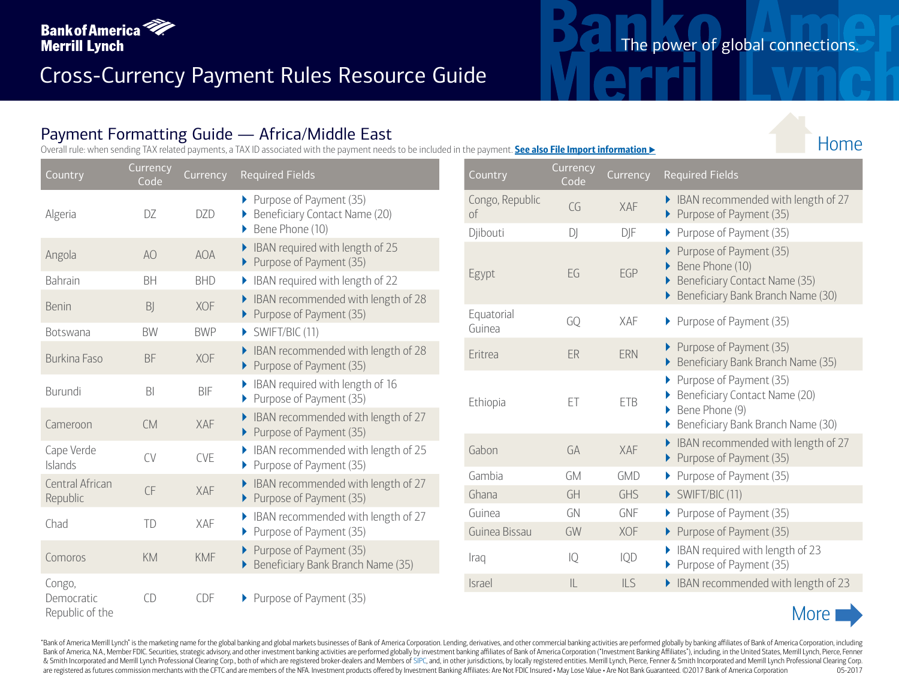# Cross-Currency Payment Rules Resource Guide

The power of global connections.

## Payment Formatting Guide — Africa/Middle East

Overall rule: when sending TAX related payments, a TAX ID associated with the payment needs to be included in the payment. **See also File Import information ▶**

Home

| Country | Currency Code | Currency | Required Fields |
|---|---|---|---|
| Algeria | DZ | DZD | ▶ Purpose of Payment (35)<br>▶ Beneficiary Contact Name (20)<br>▶ Bene Phone (10) |
| Angola | AO | AOA | ▶ IBAN required with length of 25<br>▶ Purpose of Payment (35) |
| Bahrain | BH | BHD | ▶ IBAN required with length of 22 |
| Benin | BJ | XOF | ▶ IBAN recommended with length of 28<br>▶ Purpose of Payment (35) |
| Botswana | BW | BWP | ▶ SWIFT/BIC (11) |
| Burkina Faso | BF | XOF | ▶ IBAN recommended with length of 28<br>▶ Purpose of Payment (35) |
| Burundi | BI | BIF | ▶ IBAN required with length of 16<br>▶ Purpose of Payment (35) |
| Cameroon | CM | XAF | ▶ IBAN recommended with length of 27<br>▶ Purpose of Payment (35) |
| Cape Verde Islands | CV | CVE | ▶ IBAN recommended with length of 25<br>▶ Purpose of Payment (35) |
| Central African Republic | CF | XAF | ▶ IBAN recommended with length of 27<br>▶ Purpose of Payment (35) |
| Chad | TD | XAF | ▶ IBAN recommended with length of 27<br>▶ Purpose of Payment (35) |
| Comoros | KM | KMF | ▶ Purpose of Payment (35)<br>▶ Beneficiary Bank Branch Name (35) |
| Congo, Democratic Republic of the | CD | CDF | ▶ Purpose of Payment (35) |
| Congo, Republic of | CG | XAF | ▶ IBAN recommended with length of 27<br>▶ Purpose of Payment (35) |
| Djibouti | DJ | DJF | ▶ Purpose of Payment (35) |
| Egypt | EG | EGP | ▶ Purpose of Payment (35)<br>▶ Bene Phone (10)<br>▶ Beneficiary Contact Name (35)<br>▶ Beneficiary Bank Branch Name (30) |
| Equatorial Guinea | GQ | XAF | ▶ Purpose of Payment (35) |
| Eritrea | ER | ERN | ▶ Purpose of Payment (35)<br>▶ Beneficiary Bank Branch Name (35) |
| Ethiopia | ET | ETB | ▶ Purpose of Payment (35)<br>▶ Beneficiary Contact Name (20)<br>▶ Bene Phone (9)<br>▶ Beneficiary Bank Branch Name (30) |
| Gabon | GA | XAF | ▶ IBAN recommended with length of 27<br>▶ Purpose of Payment (35) |
| Gambia | GM | GMD | ▶ Purpose of Payment (35) |
| Ghana | GH | GHS | ▶ SWIFT/BIC (11) |
| Guinea | GN | GNF | ▶ Purpose of Payment (35) |
| Guinea Bissau | GW | XOF | ▶ Purpose of Payment (35) |
| Iraq | IQ | IQD | ▶ IBAN required with length of 23<br>▶ Purpose of Payment (35) |
| Israel | IL | ILS | ▶ IBAN recommended with length of 23 |

More ▶

"Bank of America Merrill Lynch" is the marketing name for the global banking and global markets businesses of Bank of America Corporation. Lending, derivatives, and other commercial banking activities are performed globally by banking affiliates of Bank of America Corporation, including Bank of America, N.A., Member FDIC. Securities, strategic advisory, and other investment banking activities are performed globally by investment banking affiliates of Bank of America Corporation ("Investment Banking Affiliates"), including, in the United States, Merrill Lynch, Pierce, Fenner & Smith Incorporated and Merrill Lynch Professional Clearing Corp., both of which are registered broker-dealers and Members of SIPC, and, in other jurisdictions, by locally registered entities. Merrill Lynch, Pierce, Fenner & Smith Incorporated and Merrill Lynch Professional Clearing Corp. are registered as futures commission merchants with the CFTC and are members of the NFA. Investment products offered by Investment Banking Affiliates: Are Not FDIC Insured • May Lose Value • Are Not Bank Guaranteed. ©2017 Bank of America Corporation 05-2017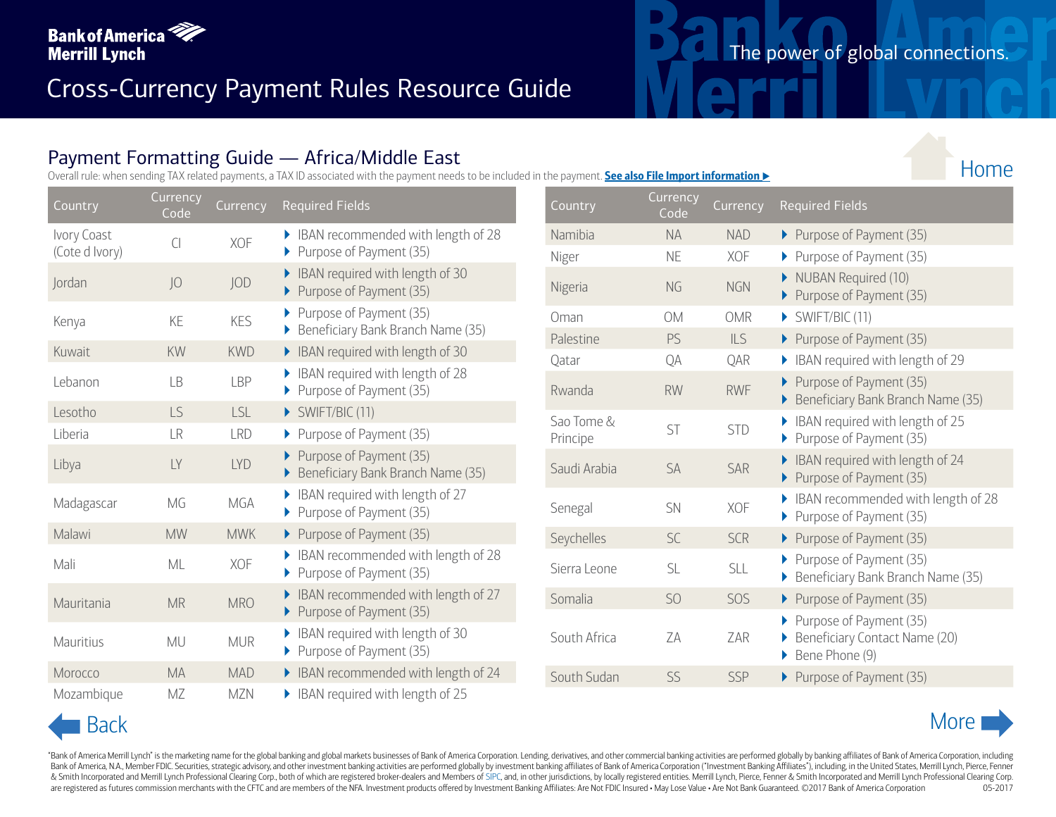# Cross-Currency Payment Rules Resource Guide

The power of global connections.

## Payment Formatting Guide — Africa/Middle East

Overall rule: when sending TAX related payments, a TAX ID associated with the payment needs to be included in the payment. **See also File Import information ▶**

Home

| Country | Currency Code | Currency | Required Fields |
|---|---|---|---|
| Ivory Coast (Cote d Ivory) | CI | XOF | ▸ IBAN recommended with length of 28<br>▸ Purpose of Payment (35) |
| Jordan | JO | JOD | ▸ IBAN required with length of 30<br>▸ Purpose of Payment (35) |
| Kenya | KE | KES | ▸ Purpose of Payment (35)<br>▸ Beneficiary Bank Branch Name (35) |
| Kuwait | KW | KWD | ▸ IBAN required with length of 30 |
| Lebanon | LB | LBP | ▸ IBAN required with length of 28<br>▸ Purpose of Payment (35) |
| Lesotho | LS | LSL | ▸ SWIFT/BIC (11) |
| Liberia | LR | LRD | ▸ Purpose of Payment (35) |
| Libya | LY | LYD | ▸ Purpose of Payment (35)<br>▸ Beneficiary Bank Branch Name (35) |
| Madagascar | MG | MGA | ▸ IBAN required with length of 27<br>▸ Purpose of Payment (35) |
| Malawi | MW | MWK | ▸ Purpose of Payment (35) |
| Mali | ML | XOF | ▸ IBAN recommended with length of 28<br>▸ Purpose of Payment (35) |
| Mauritania | MR | MRO | ▸ IBAN recommended with length of 27<br>▸ Purpose of Payment (35) |
| Mauritius | MU | MUR | ▸ IBAN required with length of 30<br>▸ Purpose of Payment (35) |
| Morocco | MA | MAD | ▸ IBAN recommended with length of 24 |
| Mozambique | MZ | MZN | ▸ IBAN required with length of 25 |
| Namibia | NA | NAD | ▸ Purpose of Payment (35) |
| Niger | NE | XOF | ▸ Purpose of Payment (35) |
| Nigeria | NG | NGN | ▸ NUBAN Required (10)<br>▸ Purpose of Payment (35) |
| Oman | OM | OMR | ▸ SWIFT/BIC (11) |
| Palestine | PS | ILS | ▸ Purpose of Payment (35) |
| Qatar | QA | QAR | ▸ IBAN required with length of 29 |
| Rwanda | RW | RWF | ▸ Purpose of Payment (35)<br>▸ Beneficiary Bank Branch Name (35) |
| Sao Tome & Principe | ST | STD | ▸ IBAN required with length of 25<br>▸ Purpose of Payment (35) |
| Saudi Arabia | SA | SAR | ▸ IBAN required with length of 24<br>▸ Purpose of Payment (35) |
| Senegal | SN | XOF | ▸ IBAN recommended with length of 28<br>▸ Purpose of Payment (35) |
| Seychelles | SC | SCR | ▸ Purpose of Payment (35) |
| Sierra Leone | SL | SLL | ▸ Purpose of Payment (35)<br>▸ Beneficiary Bank Branch Name (35) |
| Somalia | SO | SOS | ▸ Purpose of Payment (35) |
| South Africa | ZA | ZAR | ▸ Purpose of Payment (35)<br>▸ Beneficiary Contact Name (20)<br>▸ Bene Phone (9) |
| South Sudan | SS | SSP | ▸ Purpose of Payment (35) |

Back

More

"Bank of America Merrill Lynch" is the marketing name for the global banking and global markets businesses of Bank of America Corporation. Lending, derivatives, and other commercial banking activities are performed globally by banking affiliates of Bank of America Corporation, including Bank of America, N.A., Member FDIC. Securities, strategic advisory, and other investment banking activities are performed globally by investment banking affiliates of Bank of America Corporation ("Investment Banking Affiliates"), including, in the United States, Merrill Lynch, Pierce, Fenner & Smith Incorporated and Merrill Lynch Professional Clearing Corp., both of which are registered broker-dealers and Members of SIPC, and, in other jurisdictions, by locally registered entities. Merrill Lynch, Pierce, Fenner & Smith Incorporated and Merrill Lynch Professional Clearing Corp. are registered as futures commission merchants with the CFTC and are members of the NFA. Investment products offered by Investment Banking Affiliates: Are Not FDIC Insured • May Lose Value • Are Not Bank Guaranteed. ©2017 Bank of America Corporation 05-2017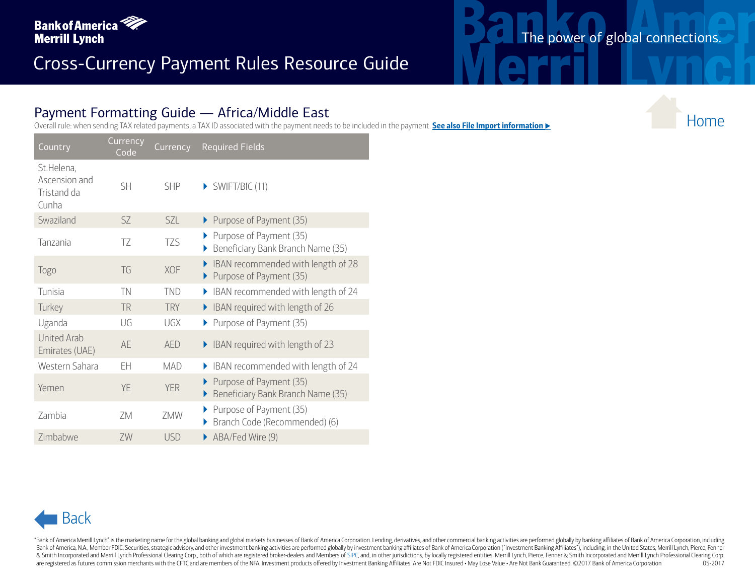# Cross-Currency Payment Rules Resource Guide

## Payment Formatting Guide — Africa/Middle East

Overall rule: when sending TAX related payments, a TAX ID associated with the payment needs to be included in the payment. **See also File Import information ▶**

| Country | Currency Code | Currency | Required Fields |
|---|---|---|---|
| St.Helena, Ascension and Tristand da Cunha | SH | SHP | SWIFT/BIC (11) |
| Swaziland | SZ | SZL | Purpose of Payment (35) |
| Tanzania | TZ | TZS | Purpose of Payment (35)<br>Beneficiary Bank Branch Name (35) |
| Togo | TG | XOF | IBAN recommended with length of 28<br>Purpose of Payment (35) |
| Tunisia | TN | TND | IBAN recommended with length of 24 |
| Turkey | TR | TRY | IBAN required with length of 26 |
| Uganda | UG | UGX | Purpose of Payment (35) |
| United Arab Emirates (UAE) | AE | AED | IBAN required with length of 23 |
| Western Sahara | EH | MAD | IBAN recommended with length of 24 |
| Yemen | YE | YER | Purpose of Payment (35)<br>Beneficiary Bank Branch Name (35) |
| Zambia | ZM | ZMW | Purpose of Payment (35)<br>Branch Code (Recommended) (6) |
| Zimbabwe | ZW | USD | ABA/Fed Wire (9) |

"Bank of America Merrill Lynch" is the marketing name for the global banking and global markets businesses of Bank of America Corporation. Lending, derivatives, and other commercial banking activities are performed globally by banking affiliates of Bank of America Corporation, including Bank of America, N.A., Member FDIC. Securities, strategic advisory, and other investment banking activities are performed globally by investment banking affiliates of Bank of America Corporation ("Investment Banking Affiliates"), including, in the United States, Merrill Lynch, Pierce, Fenner & Smith Incorporated and Merrill Lynch Professional Clearing Corp., both of which are registered broker-dealers and Members of SIPC, and, in other jurisdictions, by locally registered entities. Merrill Lynch, Pierce, Fenner & Smith Incorporated and Merrill Lynch Professional Clearing Corp. are registered as futures commission merchants with the CFTC and are members of the NFA. Investment products offered by Investment Banking Affiliates: Are Not FDIC Insured • May Lose Value • Are Not Bank Guaranteed. ©2017 Bank of America Corporation 05-2017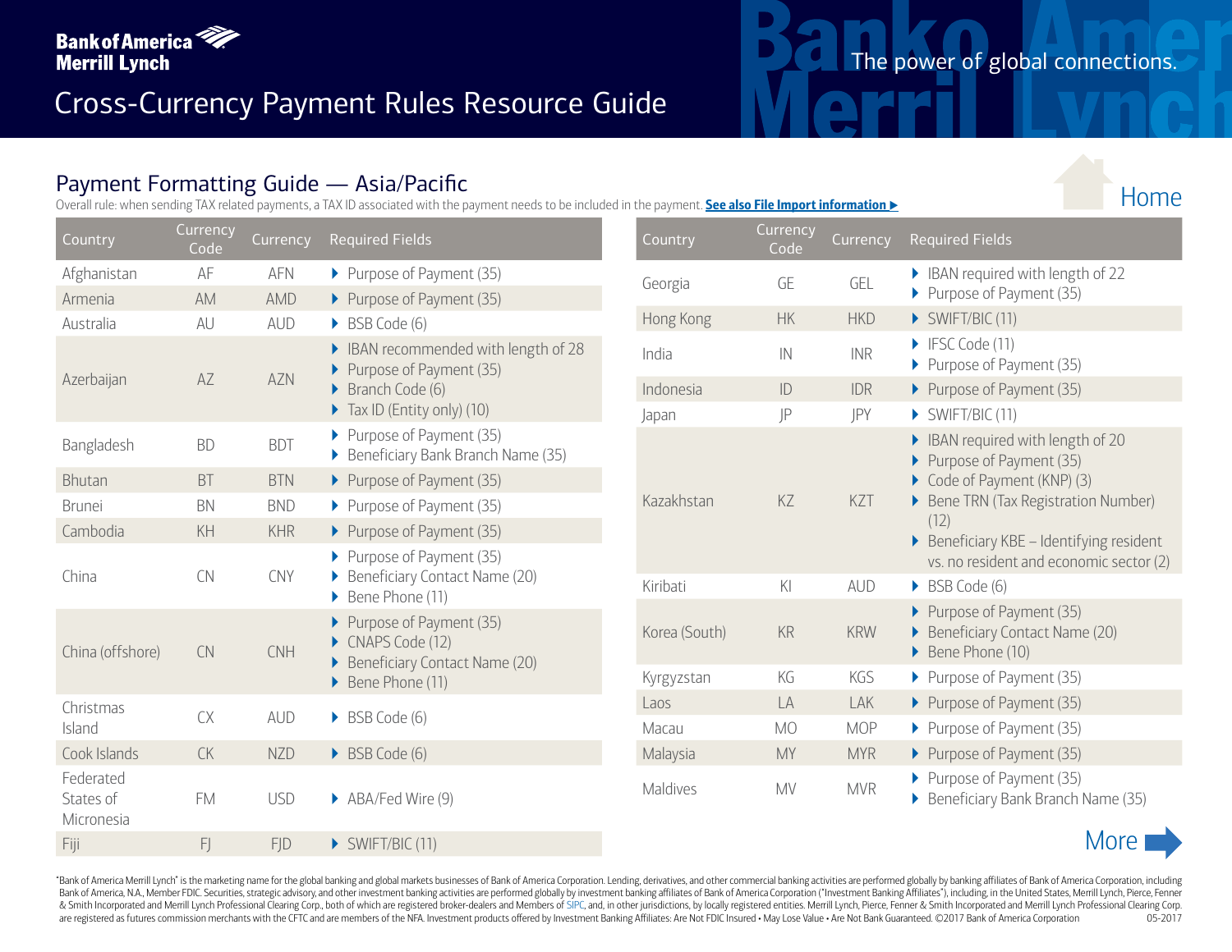# Cross-Currency Payment Rules Resource Guide

## Payment Formatting Guide — Asia/Pacific

Overall rule: when sending TAX related payments, a TAX ID associated with the payment needs to be included in the payment. **See also File Import information ▶**

Home

| Country | Currency Code | Currency | Required Fields |
|---|---|---|---|
| Afghanistan | AF | AFN | Purpose of Payment (35) |
| Armenia | AM | AMD | Purpose of Payment (35) |
| Australia | AU | AUD | BSB Code (6) |
| Azerbaijan | AZ | AZN | IBAN recommended with length of 28; Purpose of Payment (35); Branch Code (6); Tax ID (Entity only) (10) |
| Bangladesh | BD | BDT | Purpose of Payment (35); Beneficiary Bank Branch Name (35) |
| Bhutan | BT | BTN | Purpose of Payment (35) |
| Brunei | BN | BND | Purpose of Payment (35) |
| Cambodia | KH | KHR | Purpose of Payment (35) |
| China | CN | CNY | Purpose of Payment (35); Beneficiary Contact Name (20); Bene Phone (11) |
| China (offshore) | CN | CNH | Purpose of Payment (35); CNAPS Code (12); Beneficiary Contact Name (20); Bene Phone (11) |
| Christmas Island | CX | AUD | BSB Code (6) |
| Cook Islands | CK | NZD | BSB Code (6) |
| Federated States of Micronesia | FM | USD | ABA/Fed Wire (9) |
| Fiji | FJ | FJD | SWIFT/BIC (11) |
| Georgia | GE | GEL | IBAN required with length of 22; Purpose of Payment (35) |
| Hong Kong | HK | HKD | SWIFT/BIC (11) |
| India | IN | INR | IFSC Code (11); Purpose of Payment (35) |
| Indonesia | ID | IDR | Purpose of Payment (35) |
| Japan | JP | JPY | SWIFT/BIC (11) |
| Kazakhstan | KZ | KZT | IBAN required with length of 20; Purpose of Payment (35); Code of Payment (KNP) (3); Bene TRN (Tax Registration Number) (12); Beneficiary KBE – Identifying resident vs. no resident and economic sector (2) |
| Kiribati | KI | AUD | BSB Code (6) |
| Korea (South) | KR | KRW | Purpose of Payment (35); Beneficiary Contact Name (20); Bene Phone (10) |
| Kyrgyzstan | KG | KGS | Purpose of Payment (35) |
| Laos | LA | LAK | Purpose of Payment (35) |
| Macau | MO | MOP | Purpose of Payment (35) |
| Malaysia | MY | MYR | Purpose of Payment (35) |
| Maldives | MV | MVR | Purpose of Payment (35); Beneficiary Bank Branch Name (35) |

More

"Bank of America Merrill Lynch" is the marketing name for the global banking and global markets businesses of Bank of America Corporation. Lending, derivatives, and other commercial banking activities are performed globally by banking affiliates of Bank of America Corporation, including Bank of America, N.A., Member FDIC. Securities, strategic advisory, and other investment banking activities are performed globally by investment banking affiliates of Bank of America Corporation ("Investment Banking Affiliates"), including, in the United States, Merrill Lynch, Pierce, Fenner & Smith Incorporated and Merrill Lynch Professional Clearing Corp., both of which are registered broker-dealers and Members of SIPC, and, in other jurisdictions, by locally registered entities. Merrill Lynch, Pierce, Fenner & Smith Incorporated and Merrill Lynch Professional Clearing Corp. are registered as futures commission merchants with the CFTC and are members of the NFA. Investment products offered by Investment Banking Affiliates: Are Not FDIC Insured • May Lose Value • Are Not Bank Guaranteed. ©2017 Bank of America Corporation 05-2017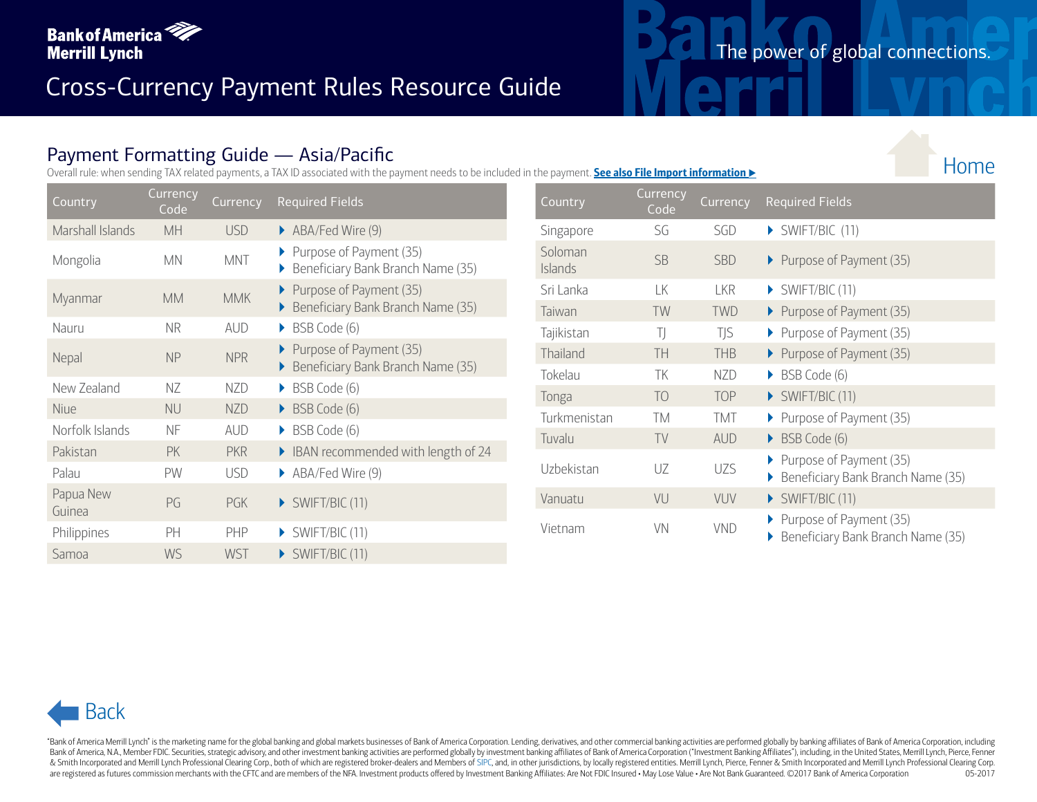Bank of America Merrill Lynch

# Cross-Currency Payment Rules Resource Guide

The power of global connections.

## Payment Formatting Guide — Asia/Pacific

Overall rule: when sending TAX related payments, a TAX ID associated with the payment needs to be included in the payment. **See also File Import information ▶**

Home

| Country | Currency Code | Currency | Required Fields |
|---|---|---|---|
| Marshall Islands | MH | USD | ABA/Fed Wire (9) |
| Mongolia | MN | MNT | Purpose of Payment (35)<br>Beneficiary Bank Branch Name (35) |
| Myanmar | MM | MMK | Purpose of Payment (35)<br>Beneficiary Bank Branch Name (35) |
| Nauru | NR | AUD | BSB Code (6) |
| Nepal | NP | NPR | Purpose of Payment (35)<br>Beneficiary Bank Branch Name (35) |
| New Zealand | NZ | NZD | BSB Code (6) |
| Niue | NU | NZD | BSB Code (6) |
| Norfolk Islands | NF | AUD | BSB Code (6) |
| Pakistan | PK | PKR | IBAN recommended with length of 24 |
| Palau | PW | USD | ABA/Fed Wire (9) |
| Papua New Guinea | PG | PGK | SWIFT/BIC (11) |
| Philippines | PH | PHP | SWIFT/BIC (11) |
| Samoa | WS | WST | SWIFT/BIC (11) |

| Country | Currency Code | Currency | Required Fields |
|---|---|---|---|
| Singapore | SG | SGD | SWIFT/BIC (11) |
| Soloman Islands | SB | SBD | Purpose of Payment (35) |
| Sri Lanka | LK | LKR | SWIFT/BIC (11) |
| Taiwan | TW | TWD | Purpose of Payment (35) |
| Tajikistan | TJ | TJS | Purpose of Payment (35) |
| Thailand | TH | THB | Purpose of Payment (35) |
| Tokelau | TK | NZD | BSB Code (6) |
| Tonga | TO | TOP | SWIFT/BIC (11) |
| Turkmenistan | TM | TMT | Purpose of Payment (35) |
| Tuvalu | TV | AUD | BSB Code (6) |
| Uzbekistan | UZ | UZS | Purpose of Payment (35)<br>Beneficiary Bank Branch Name (35) |
| Vanuatu | VU | VUV | SWIFT/BIC (11) |
| Vietnam | VN | VND | Purpose of Payment (35)<br>Beneficiary Bank Branch Name (35) |

Back

"Bank of America Merrill Lynch" is the marketing name for the global banking and global markets businesses of Bank of America Corporation. Lending, derivatives, and other commercial banking activities are performed globally by banking affiliates of Bank of America Corporation, including Bank of America, N.A., Member FDIC. Securities, strategic advisory, and other investment banking activities are performed globally by investment banking affiliates of Bank of America Corporation ("Investment Banking Affiliates"), including, in the United States, Merrill Lynch, Pierce, Fenner & Smith Incorporated and Merrill Lynch Professional Clearing Corp., both of which are registered broker-dealers and Members of SIPC, and, in other jurisdictions, by locally registered entities. Merrill Lynch, Pierce, Fenner & Smith Incorporated and Merrill Lynch Professional Clearing Corp. are registered as futures commission merchants with the CFTC and are members of the NFA. Investment products offered by Investment Banking Affiliates: Are Not FDIC Insured • May Lose Value • Are Not Bank Guaranteed. ©2017 Bank of America Corporation 05-2017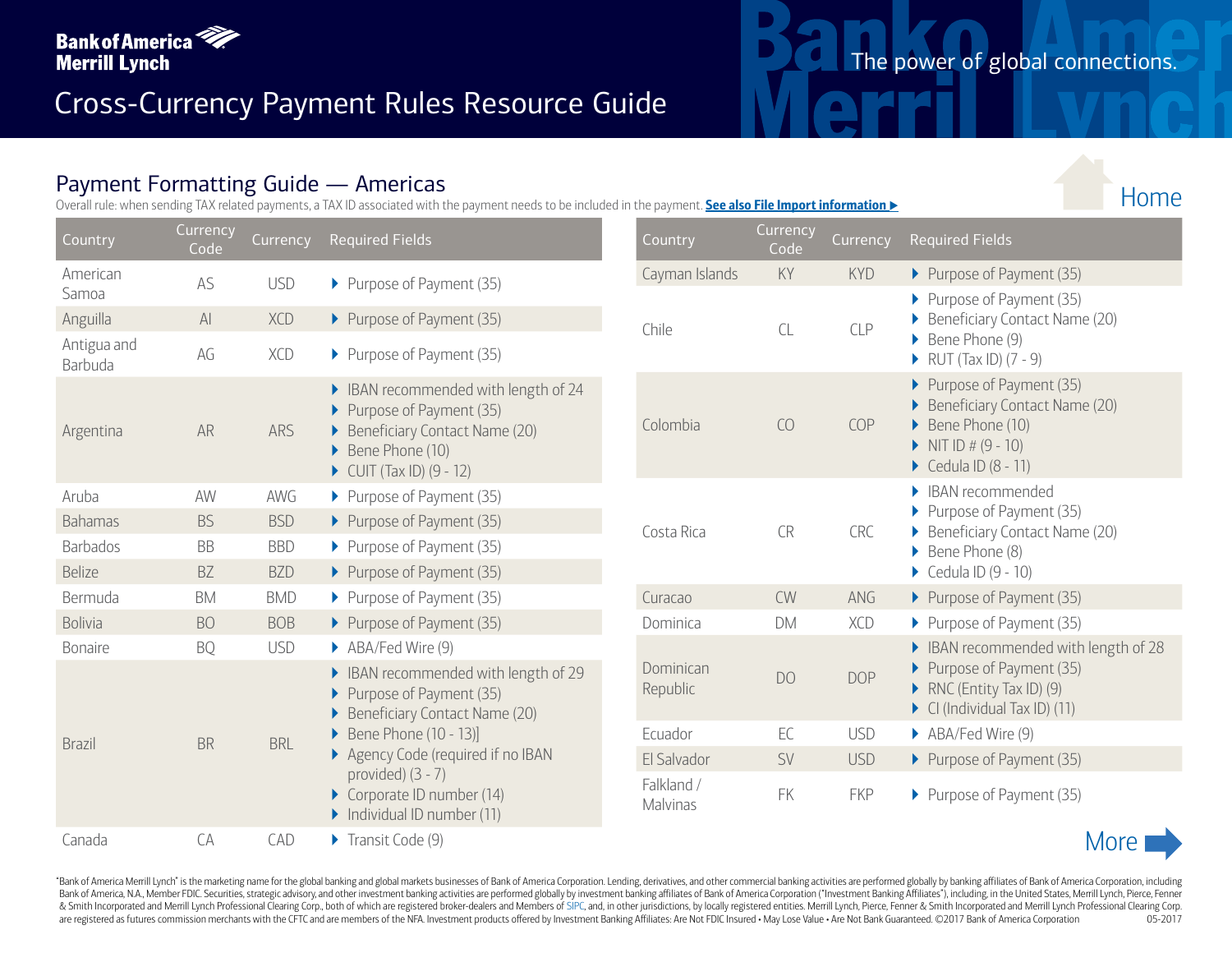Cross-Currency Payment Rules Resource Guide

## Payment Formatting Guide — Americas

Overall rule: when sending TAX related payments, a TAX ID associated with the payment needs to be included in the payment. **See also File Import information ▶**

Home

| Country | Currency Code | Currency | Required Fields |
|---|---|---|---|
| American Samoa | AS | USD | ▸ Purpose of Payment (35) |
| Anguilla | AI | XCD | ▸ Purpose of Payment (35) |
| Antigua and Barbuda | AG | XCD | ▸ Purpose of Payment (35) |
| Argentina | AR | ARS | ▸ IBAN recommended with length of 24<br>▸ Purpose of Payment (35)<br>▸ Beneficiary Contact Name (20)<br>▸ Bene Phone (10)<br>▸ CUIT (Tax ID) (9 - 12) |
| Aruba | AW | AWG | ▸ Purpose of Payment (35) |
| Bahamas | BS | BSD | ▸ Purpose of Payment (35) |
| Barbados | BB | BBD | ▸ Purpose of Payment (35) |
| Belize | BZ | BZD | ▸ Purpose of Payment (35) |
| Bermuda | BM | BMD | ▸ Purpose of Payment (35) |
| Bolivia | BO | BOB | ▸ Purpose of Payment (35) |
| Bonaire | BQ | USD | ▸ ABA/Fed Wire (9) |
| Brazil | BR | BRL | ▸ IBAN recommended with length of 29<br>▸ Purpose of Payment (35)<br>▸ Beneficiary Contact Name (20)<br>▸ Bene Phone (10 - 13)]<br>▸ Agency Code (required if no IBAN provided) (3 - 7)<br>▸ Corporate ID number (14)<br>▸ Individual ID number (11) |
| Canada | CA | CAD | ▸ Transit Code (9) |
| Cayman Islands | KY | KYD | ▸ Purpose of Payment (35) |
| Chile | CL | CLP | ▸ Purpose of Payment (35)<br>▸ Beneficiary Contact Name (20)<br>▸ Bene Phone (9)<br>▸ RUT (Tax ID) (7 - 9) |
| Colombia | CO | COP | ▸ Purpose of Payment (35)<br>▸ Beneficiary Contact Name (20)<br>▸ Bene Phone (10)<br>▸ NIT ID # (9 - 10)<br>▸ Cedula ID (8 - 11) |
| Costa Rica | CR | CRC | ▸ IBAN recommended<br>▸ Purpose of Payment (35)<br>▸ Beneficiary Contact Name (20)<br>▸ Bene Phone (8)<br>▸ Cedula ID (9 - 10) |
| Curacao | CW | ANG | ▸ Purpose of Payment (35) |
| Dominica | DM | XCD | ▸ Purpose of Payment (35) |
| Dominican Republic | DO | DOP | ▸ IBAN recommended with length of 28<br>▸ Purpose of Payment (35)<br>▸ RNC (Entity Tax ID) (9)<br>▸ CI (Individual Tax ID) (11) |
| Ecuador | EC | USD | ▸ ABA/Fed Wire (9) |
| El Salvador | SV | USD | ▸ Purpose of Payment (35) |
| Falkland / Malvinas | FK | FKP | ▸ Purpose of Payment (35) |

More ▶

"Bank of America Merrill Lynch" is the marketing name for the global banking and global markets businesses of Bank of America Corporation. Lending, derivatives, and other commercial banking activities are performed globally by banking affiliates of Bank of America Corporation, including Bank of America, N.A., Member FDIC. Securities, strategic advisory, and other investment banking activities are performed globally by investment banking affiliates of Bank of America Corporation ("Investment Banking Affiliates"), including, in the United States, Merrill Lynch, Pierce, Fenner & Smith Incorporated and Merrill Lynch Professional Clearing Corp., both of which are registered broker-dealers and Members of SIPC, and, in other jurisdictions, by locally registered entities. Merrill Lynch, Pierce, Fenner & Smith Incorporated and Merrill Lynch Professional Clearing Corp. are registered as futures commission merchants with the CFTC and are members of the NFA. Investment products offered by Investment Banking Affiliates: Are Not FDIC Insured • May Lose Value • Are Not Bank Guaranteed. ©2017 Bank of America Corporation 05-2017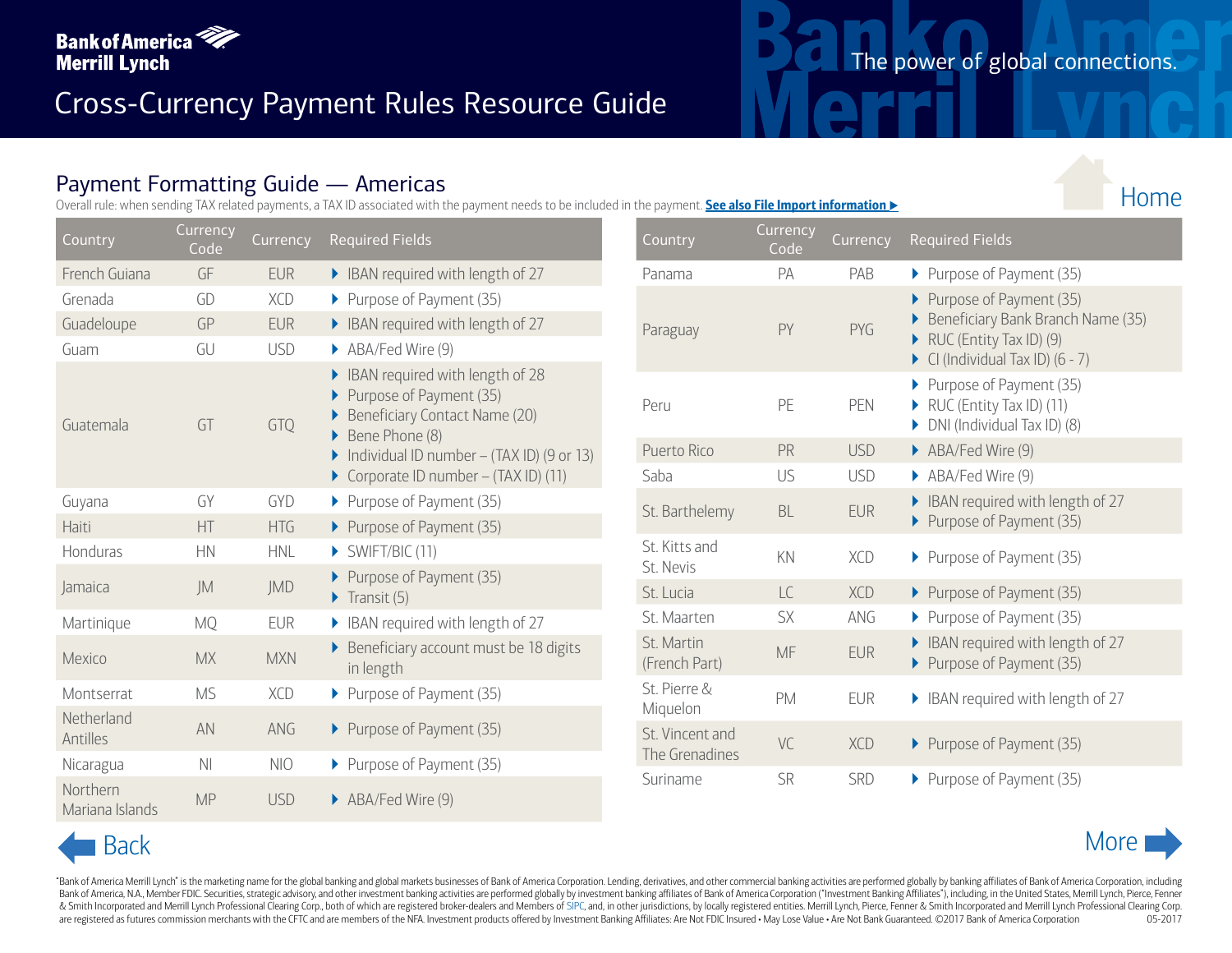# Cross-Currency Payment Rules Resource Guide

## Payment Formatting Guide — Americas

Overall rule: when sending TAX related payments, a TAX ID associated with the payment needs to be included in the payment. **See also File Import information ▶**

| Country | Currency Code | Currency | Required Fields |
|---|---|---|---|
| French Guiana | GF | EUR | ▶ IBAN required with length of 27 |
| Grenada | GD | XCD | ▶ Purpose of Payment (35) |
| Guadeloupe | GP | EUR | ▶ IBAN required with length of 27 |
| Guam | GU | USD | ▶ ABA/Fed Wire (9) |
| Guatemala | GT | GTQ | ▶ IBAN required with length of 28<br>▶ Purpose of Payment (35)<br>▶ Beneficiary Contact Name (20)<br>▶ Bene Phone (8)<br>▶ Individual ID number – (TAX ID) (9 or 13)<br>▶ Corporate ID number – (TAX ID) (11) |
| Guyana | GY | GYD | ▶ Purpose of Payment (35) |
| Haiti | HT | HTG | ▶ Purpose of Payment (35) |
| Honduras | HN | HNL | ▶ SWIFT/BIC (11) |
| Jamaica | JM | JMD | ▶ Purpose of Payment (35)<br>▶ Transit (5) |
| Martinique | MQ | EUR | ▶ IBAN required with length of 27 |
| Mexico | MX | MXN | ▶ Beneficiary account must be 18 digits in length |
| Montserrat | MS | XCD | ▶ Purpose of Payment (35) |
| Netherland Antilles | AN | ANG | ▶ Purpose of Payment (35) |
| Nicaragua | NI | NIO | ▶ Purpose of Payment (35) |
| Northern Mariana Islands | MP | USD | ▶ ABA/Fed Wire (9) |
| Panama | PA | PAB | ▶ Purpose of Payment (35) |
| Paraguay | PY | PYG | ▶ Purpose of Payment (35)<br>▶ Beneficiary Bank Branch Name (35)<br>▶ RUC (Entity Tax ID) (9)<br>▶ CI (Individual Tax ID) (6 - 7) |
| Peru | PE | PEN | ▶ Purpose of Payment (35)<br>▶ RUC (Entity Tax ID) (11)<br>▶ DNI (Individual Tax ID) (8) |
| Puerto Rico | PR | USD | ▶ ABA/Fed Wire (9) |
| Saba | US | USD | ▶ ABA/Fed Wire (9) |
| St. Barthelemy | BL | EUR | ▶ IBAN required with length of 27<br>▶ Purpose of Payment (35) |
| St. Kitts and St. Nevis | KN | XCD | ▶ Purpose of Payment (35) |
| St. Lucia | LC | XCD | ▶ Purpose of Payment (35) |
| St. Maarten | SX | ANG | ▶ Purpose of Payment (35) |
| St. Martin (French Part) | MF | EUR | ▶ IBAN required with length of 27<br>▶ Purpose of Payment (35) |
| St. Pierre & Miquelon | PM | EUR | ▶ IBAN required with length of 27 |
| St. Vincent and The Grenadines | VC | XCD | ▶ Purpose of Payment (35) |
| Suriname | SR | SRD | ▶ Purpose of Payment (35) |

"Bank of America Merrill Lynch" is the marketing name for the global banking and global markets businesses of Bank of America Corporation. Lending, derivatives, and other commercial banking activities are performed globally by banking affiliates of Bank of America Corporation, including Bank of America, N.A., Member FDIC. Securities, strategic advisory, and other investment banking activities are performed globally by investment banking affiliates of Bank of America Corporation ("Investment Banking Affiliates"), including, in the United States, Merrill Lynch, Pierce, Fenner & Smith Incorporated and Merrill Lynch Professional Clearing Corp., both of which are registered broker-dealers and Members of SIPC, and, in other jurisdictions, by locally registered entities. Merrill Lynch, Pierce, Fenner & Smith Incorporated and Merrill Lynch Professional Clearing Corp. are registered as futures commission merchants with the CFTC and are members of the NFA. Investment products offered by Investment Banking Affiliates: Are Not FDIC Insured • May Lose Value • Are Not Bank Guaranteed. ©2017 Bank of America Corporation 05-2017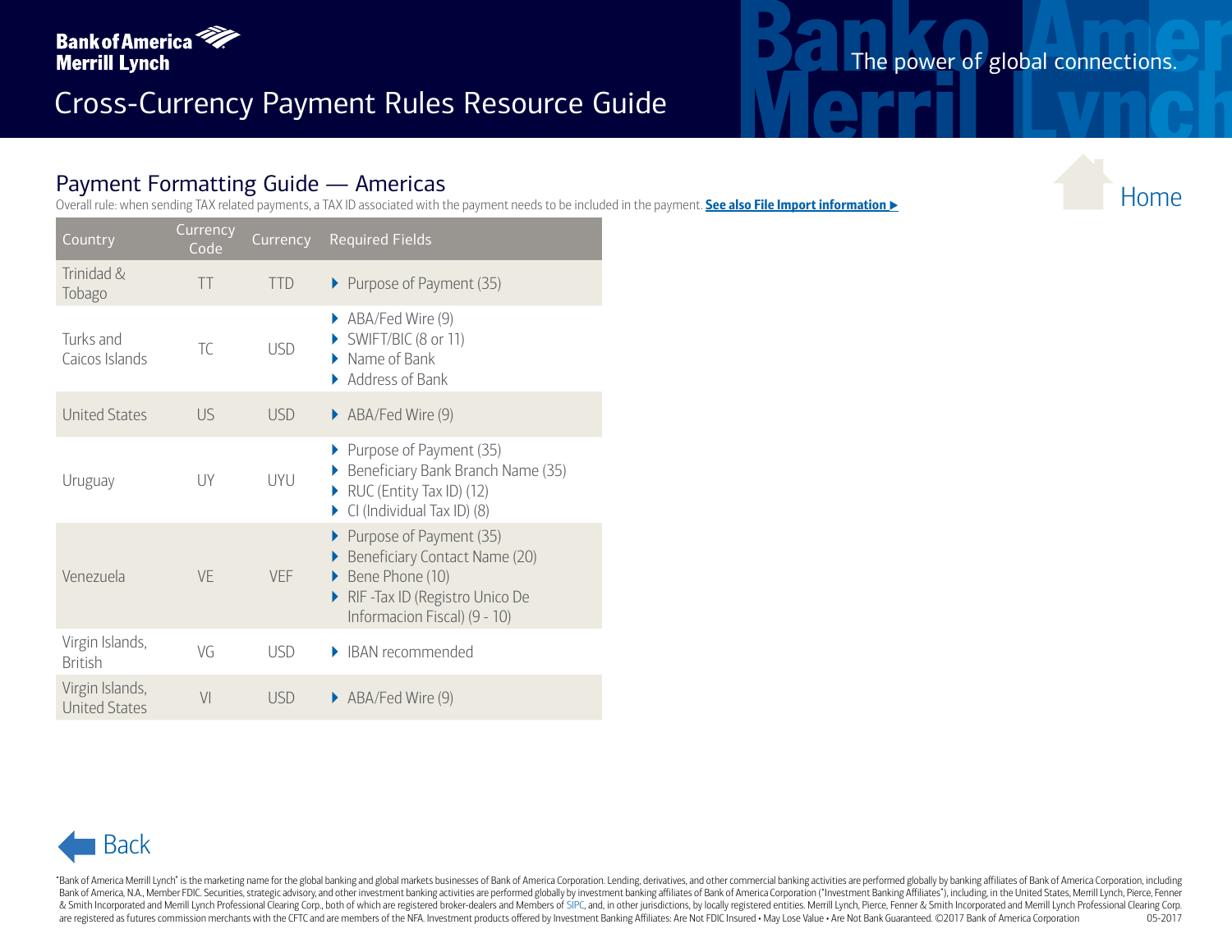# Cross-Currency Payment Rules Resource Guide

## Payment Formatting Guide — Americas

Overall rule: when sending TAX related payments, a TAX ID associated with the payment needs to be included in the payment. **See also File Import information ▶**

| Country | Currency Code | Currency | Required Fields |
|---|---|---|---|
| Trinidad & Tobago | TT | TTD | ▸ Purpose of Payment (35) |
| Turks and Caicos Islands | TC | USD | ▸ ABA/Fed Wire (9)<br>▸ SWIFT/BIC (8 or 11)<br>▸ Name of Bank<br>▸ Address of Bank |
| United States | US | USD | ▸ ABA/Fed Wire (9) |
| Uruguay | UY | UYU | ▸ Purpose of Payment (35)<br>▸ Beneficiary Bank Branch Name (35)<br>▸ RUC (Entity Tax ID) (12)<br>▸ CI (Individual Tax ID) (8) |
| Venezuela | VE | VEF | ▸ Purpose of Payment (35)<br>▸ Beneficiary Contact Name (20)<br>▸ Bene Phone (10)<br>▸ RIF -Tax ID (Registro Unico De Informacion Fiscal) (9 - 10) |
| Virgin Islands, British | VG | USD | ▸ IBAN recommended |
| Virgin Islands, United States | VI | USD | ▸ ABA/Fed Wire (9) |

"Bank of America Merrill Lynch" is the marketing name for the global banking and global markets businesses of Bank of America Corporation. Lending, derivatives, and other commercial banking activities are performed globally by banking affiliates of Bank of America Corporation, including Bank of America, N.A., Member FDIC. Securities, strategic advisory, and other investment banking activities are performed globally by investment banking affiliates of Bank of America Corporation ("Investment Banking Affiliates"), including, in the United States, Merrill Lynch, Pierce, Fenner & Smith Incorporated and Merrill Lynch Professional Clearing Corp., both of which are registered broker-dealers and Members of SIPC, and, in other jurisdictions, by locally registered entities. Merrill Lynch, Pierce, Fenner & Smith Incorporated and Merrill Lynch Professional Clearing Corp. are registered as futures commission merchants with the CFTC and are members of the NFA. Investment products offered by Investment Banking Affiliates: Are Not FDIC Insured • May Lose Value • Are Not Bank Guaranteed. ©2017 Bank of America Corporation 05-2017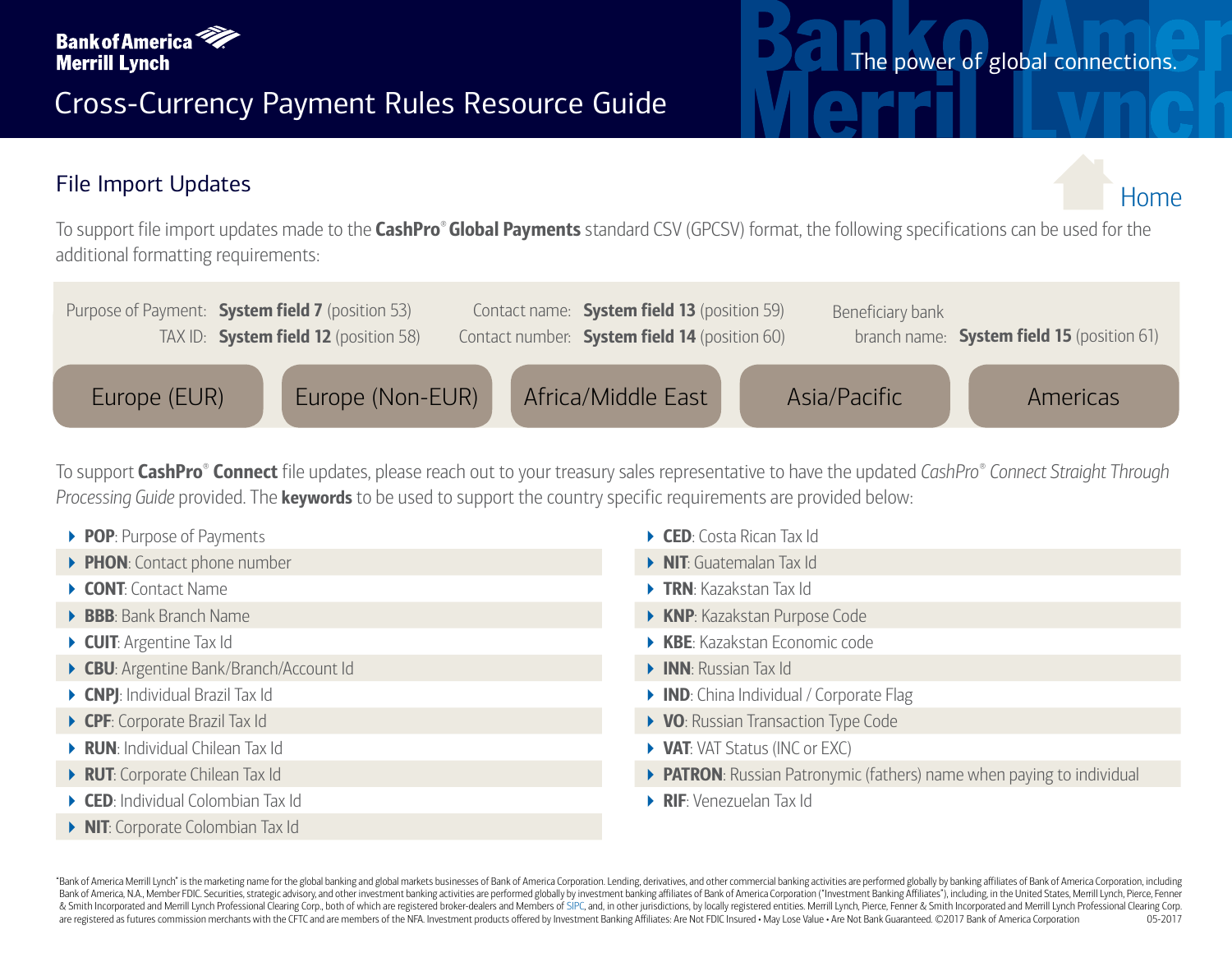Bank of America Merrill Lynch

# Cross-Currency Payment Rules Resource Guide

The power of global connections.

## File Import Updates

Home

To support file import updates made to the **CashPro® Global Payments** standard CSV (GPCSV) format, the following specifications can be used for the additional formatting requirements:

| | | | | | |
|---|---|---|---|---|---|
| Purpose of Payment: | **System field 7** (position 53) | Contact name: | **System field 13** (position 59) | Beneficiary bank branch name: | **System field 15** (position 61) |
| TAX ID: | **System field 12** (position 58) | Contact number: | **System field 14** (position 60) | | |

Europe (EUR) | Europe (Non-EUR) | Africa/Middle East | Asia/Pacific | Americas

To support **CashPro® Connect** file updates, please reach out to your treasury sales representative to have the updated *CashPro® Connect Straight Through Processing Guide* provided. The **keywords** to be used to support the country specific requirements are provided below:

- **POP**: Purpose of Payments
- **PHON**: Contact phone number
- **CONT**: Contact Name
- **BBB**: Bank Branch Name
- **CUIT**: Argentine Tax Id
- **CBU**: Argentine Bank/Branch/Account Id
- **CNPJ**: Individual Brazil Tax Id
- **CPF**: Corporate Brazil Tax Id
- **RUN**: Individual Chilean Tax Id
- **RUT**: Corporate Chilean Tax Id
- **CED**: Individual Colombian Tax Id
- **NIT**: Corporate Colombian Tax Id
- **CED**: Costa Rican Tax Id
- **NIT**: Guatemalan Tax Id
- **TRN**: Kazakstan Tax Id
- **KNP**: Kazakstan Purpose Code
- **KBE**: Kazakstan Economic code
- **INN**: Russian Tax Id
- **IND**: China Individual / Corporate Flag
- **VO**: Russian Transaction Type Code
- **VAT**: VAT Status (INC or EXC)
- **PATRON**: Russian Patronymic (fathers) name when paying to individual
- **RIF**: Venezuelan Tax Id

"Bank of America Merrill Lynch" is the marketing name for the global banking and global markets businesses of Bank of America Corporation. Lending, derivatives, and other commercial banking activities are performed globally by banking affiliates of Bank of America Corporation, including Bank of America, N.A., Member FDIC. Securities, strategic advisory, and other investment banking activities are performed globally by investment banking affiliates of Bank of America Corporation ("Investment Banking Affiliates"), including, in the United States, Merrill Lynch, Pierce, Fenner & Smith Incorporated and Merrill Lynch Professional Clearing Corp., both of which are registered broker-dealers and Members of SIPC, and, in other jurisdictions, by locally registered entities. Merrill Lynch, Pierce, Fenner & Smith Incorporated and Merrill Lynch Professional Clearing Corp. are registered as futures commission merchants with the CFTC and are members of the NFA. Investment products offered by Investment Banking Affiliates: Are Not FDIC Insured • May Lose Value • Are Not Bank Guaranteed. ©2017 Bank of America Corporation 05-2017